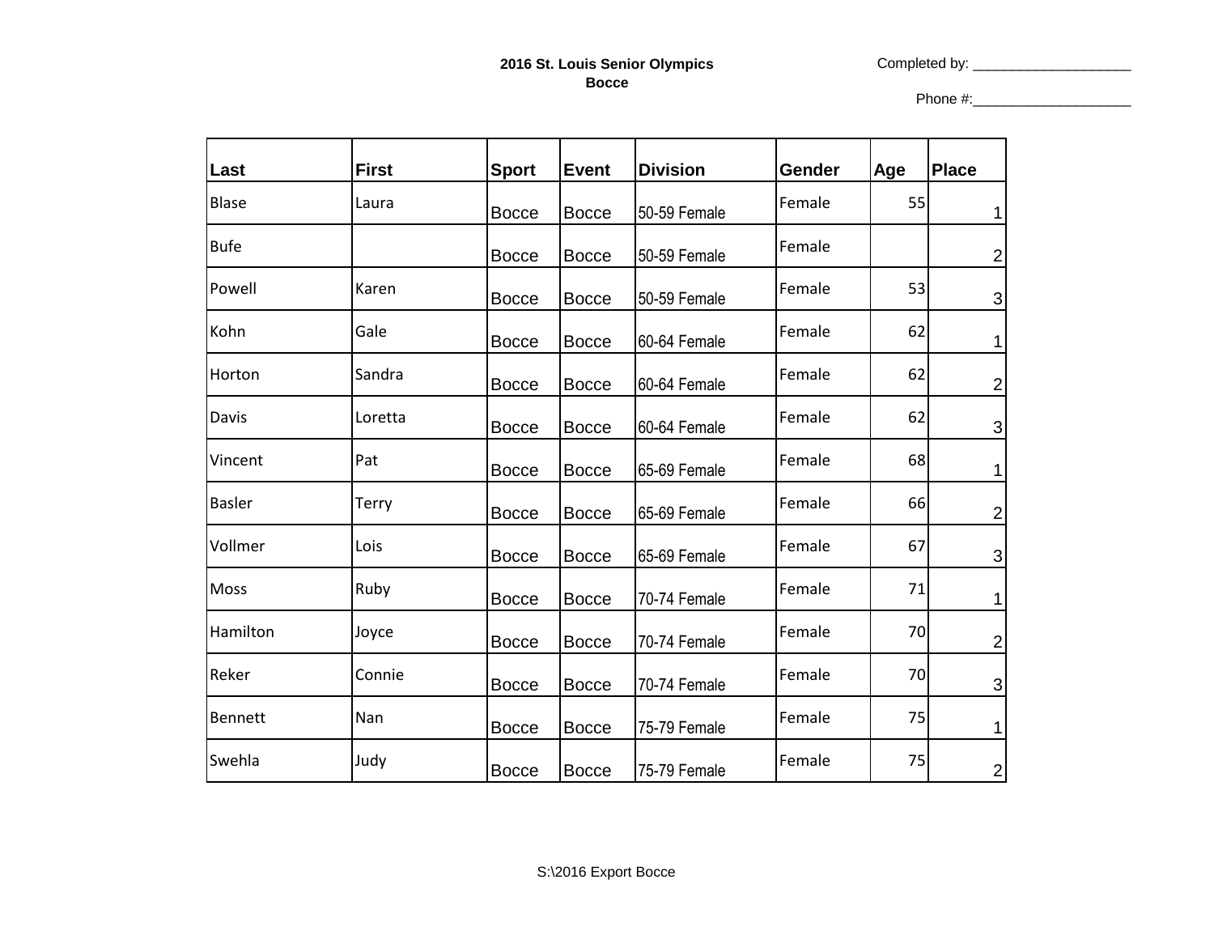**2016 St. Louis Senior Olympics**
**Bocce**

Completed by: ____________________

Phone #:____________________

| Last | First | Sport | Event | Division | Gender | Age | Place |
|---|---|---|---|---|---|---|---|
| Blase | Laura | Bocce | Bocce | 50-59 Female | Female | 55 | 1 |
| Bufe | | Bocce | Bocce | 50-59 Female | Female | | 2 |
| Powell | Karen | Bocce | Bocce | 50-59 Female | Female | 53 | 3 |
| Kohn | Gale | Bocce | Bocce | 60-64 Female | Female | 62 | 1 |
| Horton | Sandra | Bocce | Bocce | 60-64 Female | Female | 62 | 2 |
| Davis | Loretta | Bocce | Bocce | 60-64 Female | Female | 62 | 3 |
| Vincent | Pat | Bocce | Bocce | 65-69 Female | Female | 68 | 1 |
| Basler | Terry | Bocce | Bocce | 65-69 Female | Female | 66 | 2 |
| Vollmer | Lois | Bocce | Bocce | 65-69 Female | Female | 67 | 3 |
| Moss | Ruby | Bocce | Bocce | 70-74 Female | Female | 71 | 1 |
| Hamilton | Joyce | Bocce | Bocce | 70-74 Female | Female | 70 | 2 |
| Reker | Connie | Bocce | Bocce | 70-74 Female | Female | 70 | 3 |
| Bennett | Nan | Bocce | Bocce | 75-79 Female | Female | 75 | 1 |
| Swehla | Judy | Bocce | Bocce | 75-79 Female | Female | 75 | 2 |

S:\2016 Export Bocce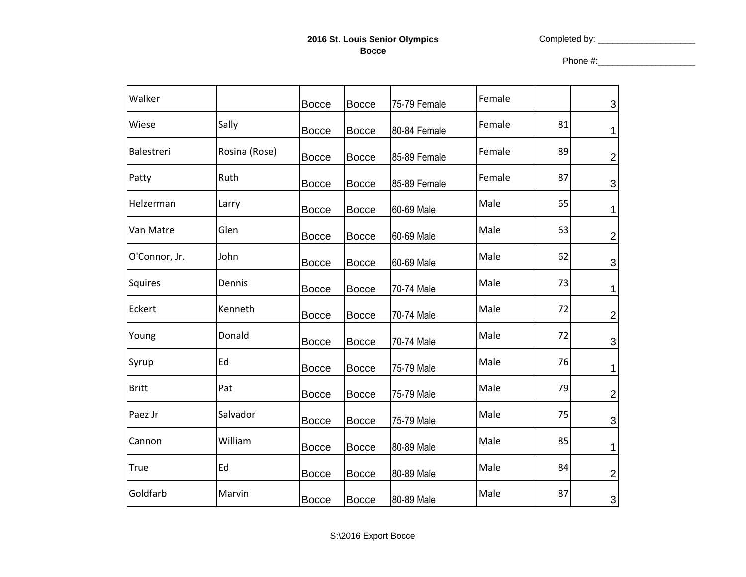**2016 St. Louis Senior Olympics**
**Bocce**

Completed by: ____________________

Phone #:____________________

| | | | | | | | |
|---|---|---|---|---|---|---|---|
| Walker | | Bocce | Bocce | 75-79 Female | Female | | 3 |
| Wiese | Sally | Bocce | Bocce | 80-84 Female | Female | 81 | 1 |
| Balestreri | Rosina (Rose) | Bocce | Bocce | 85-89 Female | Female | 89 | 2 |
| Patty | Ruth | Bocce | Bocce | 85-89 Female | Female | 87 | 3 |
| Helzerman | Larry | Bocce | Bocce | 60-69 Male | Male | 65 | 1 |
| Van Matre | Glen | Bocce | Bocce | 60-69 Male | Male | 63 | 2 |
| O'Connor, Jr. | John | Bocce | Bocce | 60-69 Male | Male | 62 | 3 |
| Squires | Dennis | Bocce | Bocce | 70-74 Male | Male | 73 | 1 |
| Eckert | Kenneth | Bocce | Bocce | 70-74 Male | Male | 72 | 2 |
| Young | Donald | Bocce | Bocce | 70-74 Male | Male | 72 | 3 |
| Syrup | Ed | Bocce | Bocce | 75-79 Male | Male | 76 | 1 |
| Britt | Pat | Bocce | Bocce | 75-79 Male | Male | 79 | 2 |
| Paez Jr | Salvador | Bocce | Bocce | 75-79 Male | Male | 75 | 3 |
| Cannon | William | Bocce | Bocce | 80-89 Male | Male | 85 | 1 |
| True | Ed | Bocce | Bocce | 80-89 Male | Male | 84 | 2 |
| Goldfarb | Marvin | Bocce | Bocce | 80-89 Male | Male | 87 | 3 |

S:\2016 Export Bocce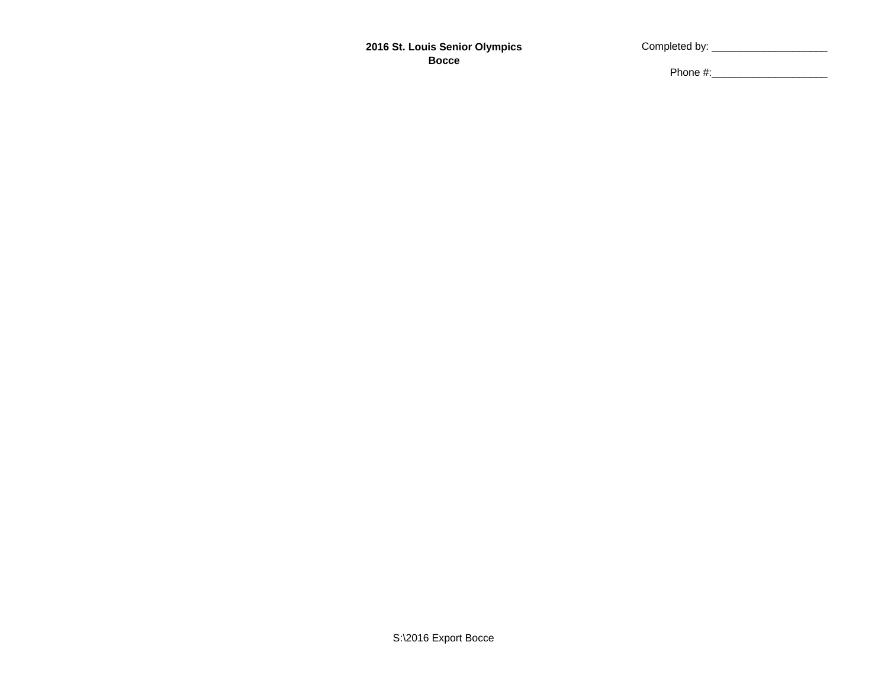**2016 St. Louis Senior Olympics**
**Bocce**

Completed by: ____________________

Phone #:____________________